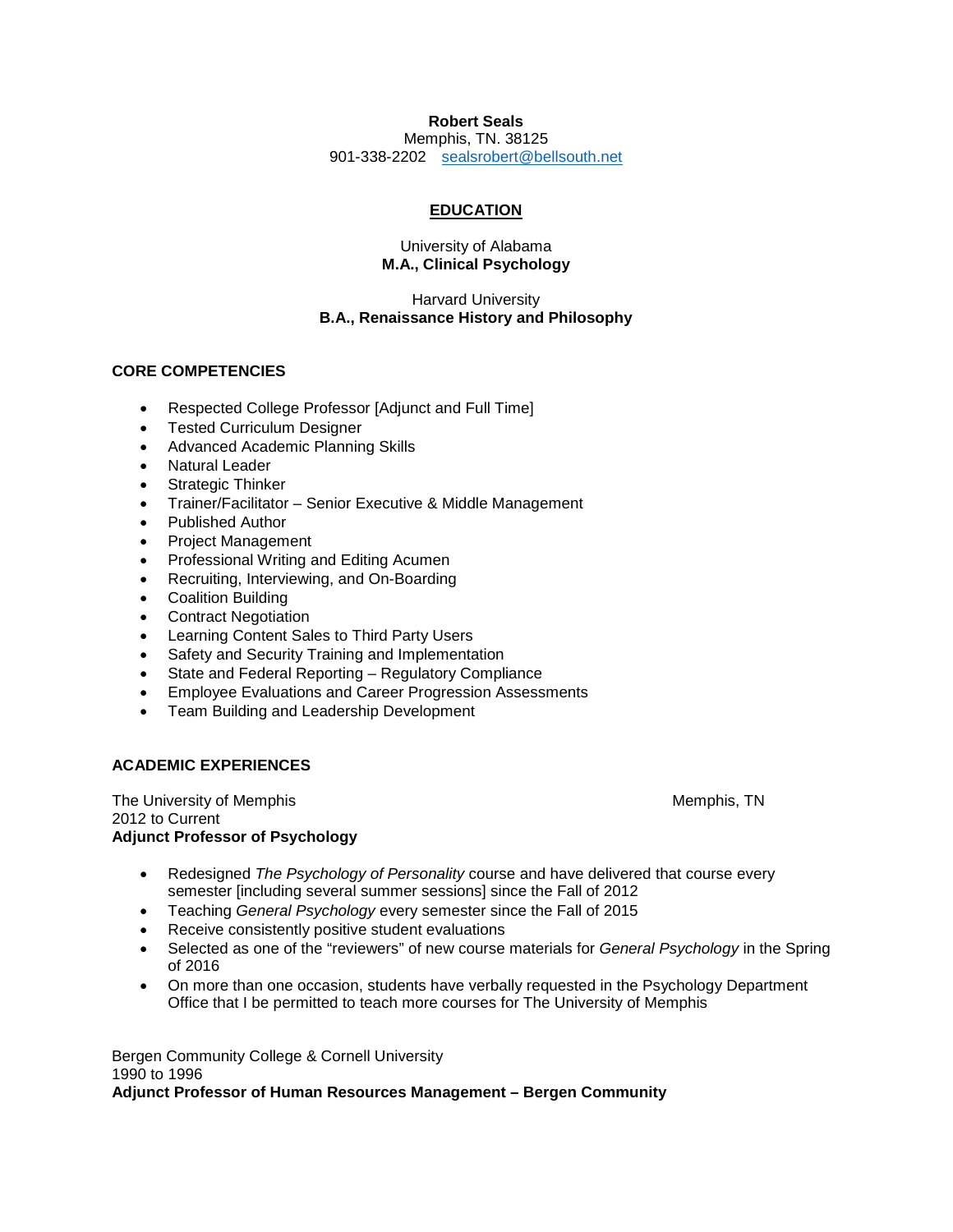**Robert Seals**
Memphis, TN. 38125
901-338-2202   sealsrobert@bellsouth.net

## EDUCATION

University of Alabama
**M.A., Clinical Psychology**

Harvard University
**B.A., Renaissance History and Philosophy**

## CORE COMPETENCIES

- Respected College Professor [Adjunct and Full Time]
- Tested Curriculum Designer
- Advanced Academic Planning Skills
- Natural Leader
- Strategic Thinker
- Trainer/Facilitator – Senior Executive & Middle Management
- Published Author
- Project Management
- Professional Writing and Editing Acumen
- Recruiting, Interviewing, and On-Boarding
- Coalition Building
- Contract Negotiation
- Learning Content Sales to Third Party Users
- Safety and Security Training and Implementation
- State and Federal Reporting – Regulatory Compliance
- Employee Evaluations and Career Progression Assessments
- Team Building and Leadership Development

## ACADEMIC EXPERIENCES

The University of Memphis — Memphis, TN
2012 to Current
**Adjunct Professor of Psychology**

- Redesigned *The Psychology of Personality* course and have delivered that course every semester [including several summer sessions] since the Fall of 2012
- Teaching *General Psychology* every semester since the Fall of 2015
- Receive consistently positive student evaluations
- Selected as one of the "reviewers" of new course materials for *General Psychology* in the Spring of 2016
- On more than one occasion, students have verbally requested in the Psychology Department Office that I be permitted to teach more courses for The University of Memphis

Bergen Community College & Cornell University
1990 to 1996
**Adjunct Professor of Human Resources Management – Bergen Community**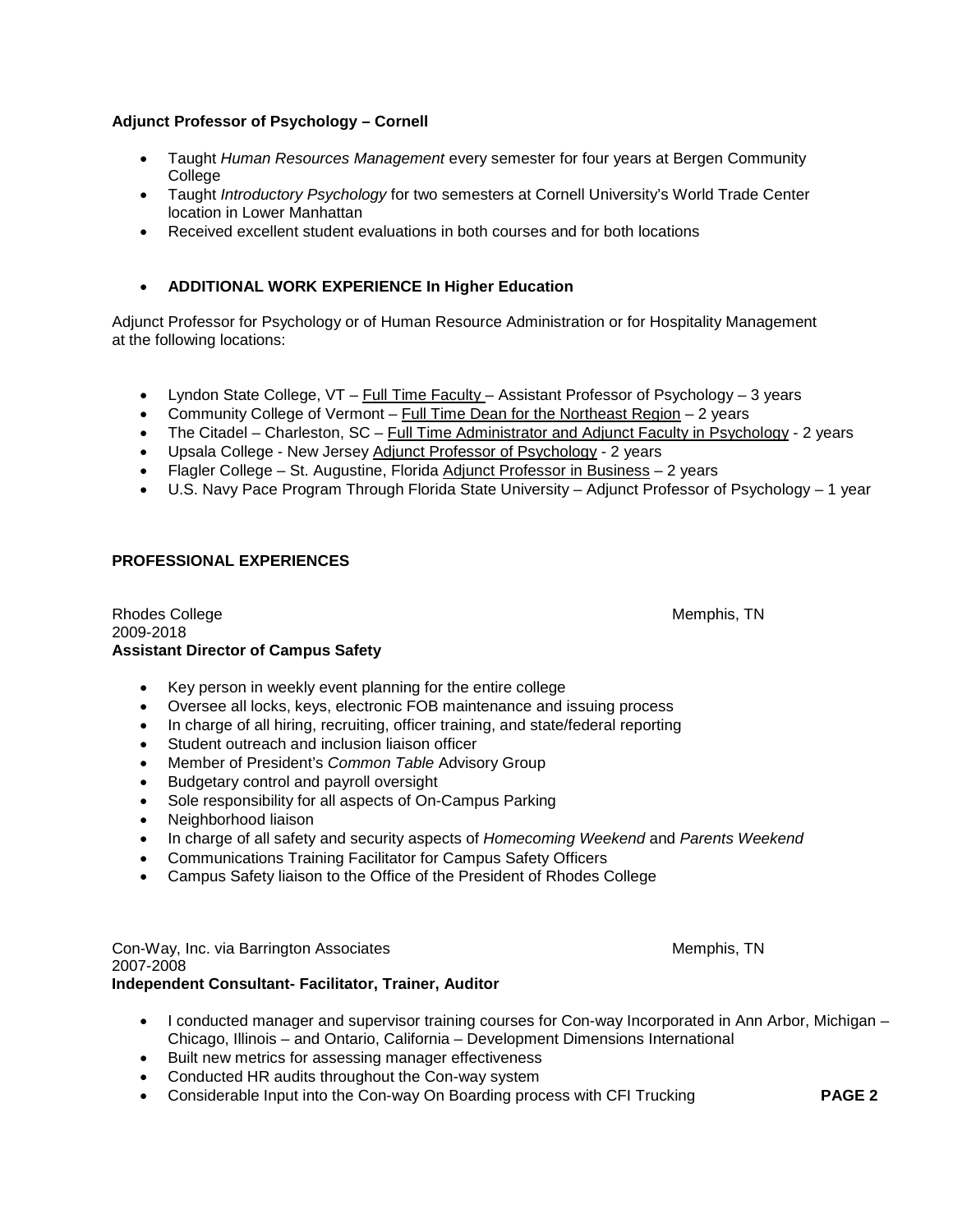**Adjunct Professor of Psychology – Cornell**

- Taught *Human Resources Management* every semester for four years at Bergen Community College
- Taught *Introductory Psychology* for two semesters at Cornell University's World Trade Center location in Lower Manhattan
- Received excellent student evaluations in both courses and for both locations

- **ADDITIONAL WORK EXPERIENCE In Higher Education**

Adjunct Professor for Psychology or of Human Resource Administration or for Hospitality Management at the following locations:

- Lyndon State College, VT – Full Time Faculty – Assistant Professor of Psychology – 3 years
- Community College of Vermont – Full Time Dean for the Northeast Region – 2 years
- The Citadel – Charleston, SC – Full Time Administrator and Adjunct Faculty in Psychology - 2 years
- Upsala College - New Jersey Adjunct Professor of Psychology - 2 years
- Flagler College – St. Augustine, Florida Adjunct Professor in Business – 2 years
- U.S. Navy Pace Program Through Florida State University – Adjunct Professor of Psychology – 1 year

**PROFESSIONAL EXPERIENCES**

Rhodes College — Memphis, TN
2009-2018
**Assistant Director of Campus Safety**

- Key person in weekly event planning for the entire college
- Oversee all locks, keys, electronic FOB maintenance and issuing process
- In charge of all hiring, recruiting, officer training, and state/federal reporting
- Student outreach and inclusion liaison officer
- Member of President's *Common Table* Advisory Group
- Budgetary control and payroll oversight
- Sole responsibility for all aspects of On-Campus Parking
- Neighborhood liaison
- In charge of all safety and security aspects of *Homecoming Weekend* and *Parents Weekend*
- Communications Training Facilitator for Campus Safety Officers
- Campus Safety liaison to the Office of the President of Rhodes College

Con-Way, Inc. via Barrington Associates — Memphis, TN
2007-2008
**Independent Consultant- Facilitator, Trainer, Auditor**

- I conducted manager and supervisor training courses for Con-way Incorporated in Ann Arbor, Michigan – Chicago, Illinois – and Ontario, California – Development Dimensions International
- Built new metrics for assessing manager effectiveness
- Conducted HR audits throughout the Con-way system
- Considerable Input into the Con-way On Boarding process with CFI Trucking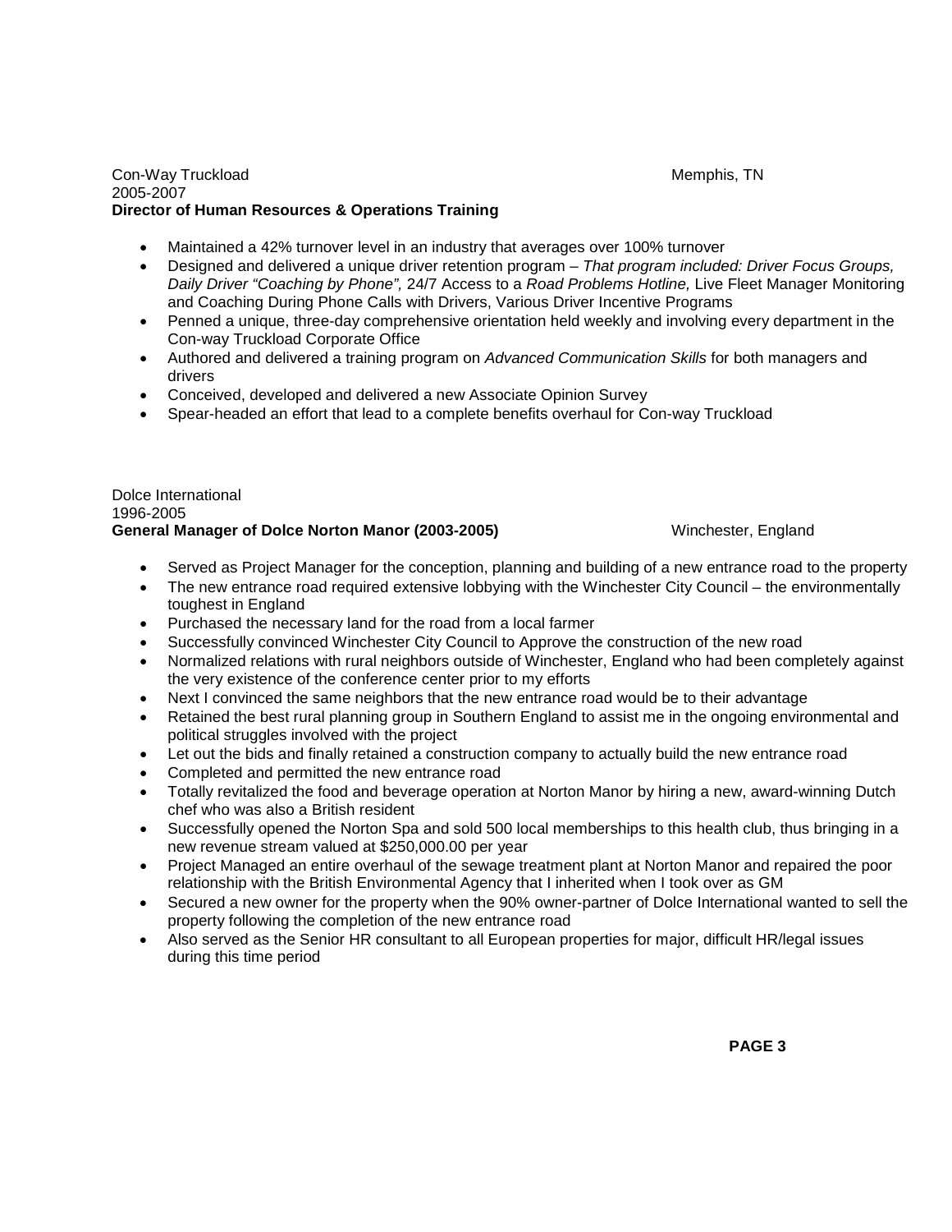Con-Way Truckload Memphis, TN
2005-2007
**Director of Human Resources & Operations Training**

- Maintained a 42% turnover level in an industry that averages over 100% turnover
- Designed and delivered a unique driver retention program – *That program included: Driver Focus Groups, Daily Driver "Coaching by Phone",* 24/7 Access to a *Road Problems Hotline,* Live Fleet Manager Monitoring and Coaching During Phone Calls with Drivers, Various Driver Incentive Programs
- Penned a unique, three-day comprehensive orientation held weekly and involving every department in the Con-way Truckload Corporate Office
- Authored and delivered a training program on *Advanced Communication Skills* for both managers and drivers
- Conceived, developed and delivered a new Associate Opinion Survey
- Spear-headed an effort that lead to a complete benefits overhaul for Con-way Truckload

Dolce International
1996-2005
**General Manager of Dolce Norton Manor (2003-2005)** Winchester, England

- Served as Project Manager for the conception, planning and building of a new entrance road to the property
- The new entrance road required extensive lobbying with the Winchester City Council – the environmentally toughest in England
- Purchased the necessary land for the road from a local farmer
- Successfully convinced Winchester City Council to Approve the construction of the new road
- Normalized relations with rural neighbors outside of Winchester, England who had been completely against the very existence of the conference center prior to my efforts
- Next I convinced the same neighbors that the new entrance road would be to their advantage
- Retained the best rural planning group in Southern England to assist me in the ongoing environmental and political struggles involved with the project
- Let out the bids and finally retained a construction company to actually build the new entrance road
- Completed and permitted the new entrance road
- Totally revitalized the food and beverage operation at Norton Manor by hiring a new, award-winning Dutch chef who was also a British resident
- Successfully opened the Norton Spa and sold 500 local memberships to this health club, thus bringing in a new revenue stream valued at $250,000.00 per year
- Project Managed an entire overhaul of the sewage treatment plant at Norton Manor and repaired the poor relationship with the British Environmental Agency that I inherited when I took over as GM
- Secured a new owner for the property when the 90% owner-partner of Dolce International wanted to sell the property following the completion of the new entrance road
- Also served as the Senior HR consultant to all European properties for major, difficult HR/legal issues during this time period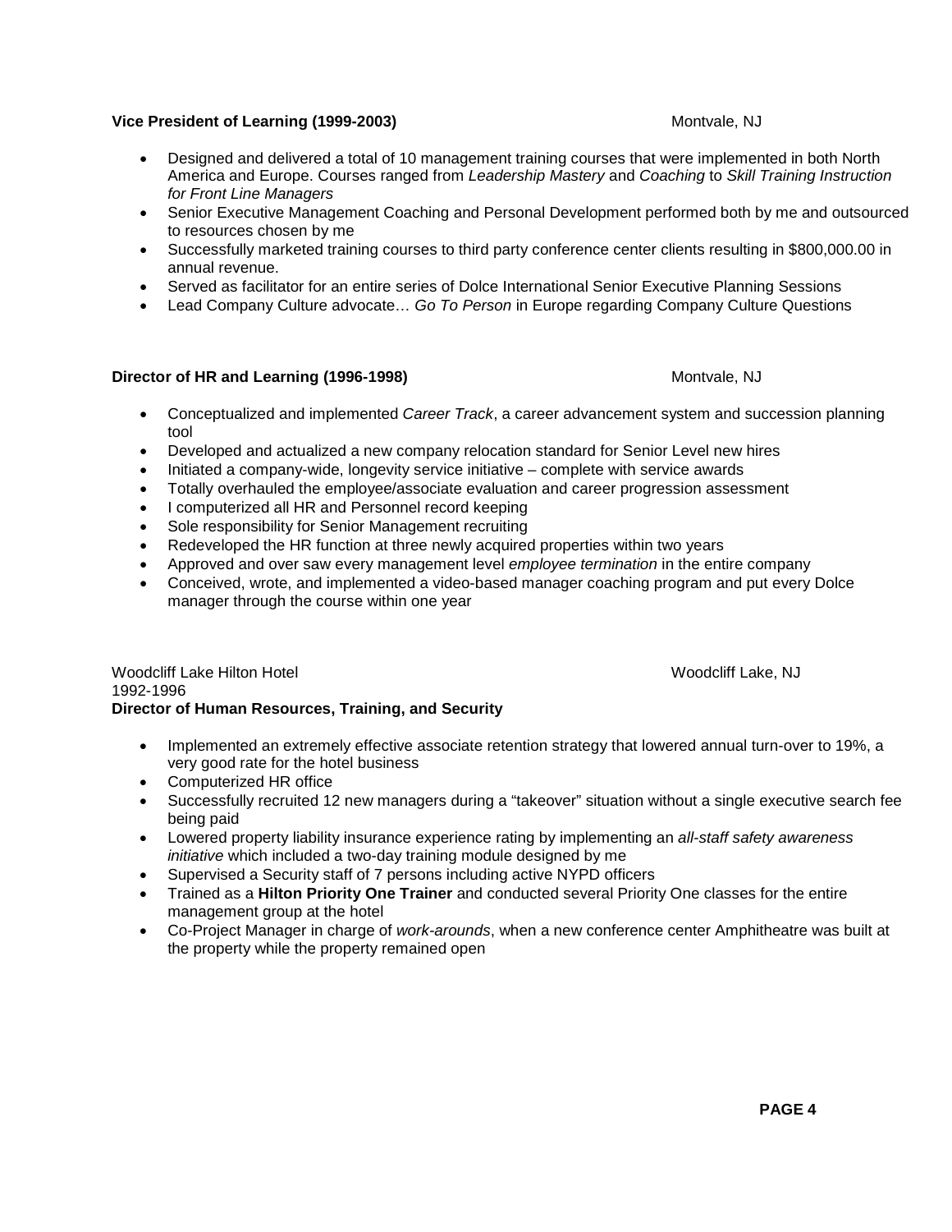**Vice President of Learning (1999-2003)** Montvale, NJ

- Designed and delivered a total of 10 management training courses that were implemented in both North America and Europe. Courses ranged from *Leadership Mastery* and *Coaching* to *Skill Training Instruction for Front Line Managers*
- Senior Executive Management Coaching and Personal Development performed both by me and outsourced to resources chosen by me
- Successfully marketed training courses to third party conference center clients resulting in $800,000.00 in annual revenue.
- Served as facilitator for an entire series of Dolce International Senior Executive Planning Sessions
- Lead Company Culture advocate… *Go To Person* in Europe regarding Company Culture Questions

**Director of HR and Learning (1996-1998)** Montvale, NJ

- Conceptualized and implemented *Career Track*, a career advancement system and succession planning tool
- Developed and actualized a new company relocation standard for Senior Level new hires
- Initiated a company-wide, longevity service initiative – complete with service awards
- Totally overhauled the employee/associate evaluation and career progression assessment
- I computerized all HR and Personnel record keeping
- Sole responsibility for Senior Management recruiting
- Redeveloped the HR function at three newly acquired properties within two years
- Approved and over saw every management level *employee termination* in the entire company
- Conceived, wrote, and implemented a video-based manager coaching program and put every Dolce manager through the course within one year

Woodcliff Lake Hilton Hotel Woodcliff Lake, NJ
1992-1996
**Director of Human Resources, Training, and Security**

- Implemented an extremely effective associate retention strategy that lowered annual turn-over to 19%, a very good rate for the hotel business
- Computerized HR office
- Successfully recruited 12 new managers during a "takeover" situation without a single executive search fee being paid
- Lowered property liability insurance experience rating by implementing an *all-staff safety awareness initiative* which included a two-day training module designed by me
- Supervised a Security staff of 7 persons including active NYPD officers
- Trained as a **Hilton Priority One Trainer** and conducted several Priority One classes for the entire management group at the hotel
- Co-Project Manager in charge of *work-arounds*, when a new conference center Amphitheatre was built at the property while the property remained open